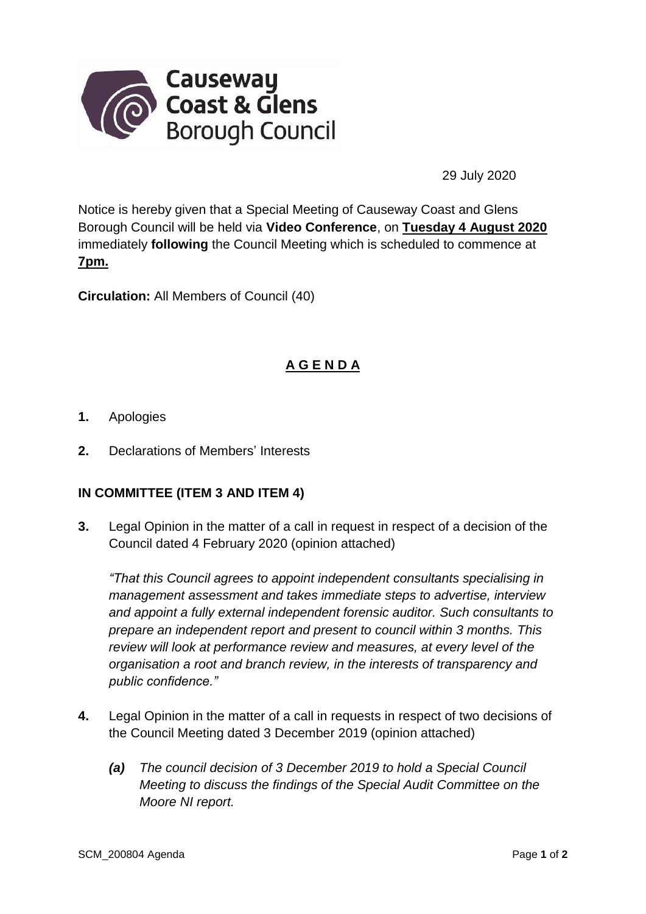Causeway Coast & Glens Borough Council

29 July 2020

Notice is hereby given that a Special Meeting of Causeway Coast and Glens Borough Council will be held via **Video Conference**, on **Tuesday 4 August 2020** immediately **following** the Council Meeting which is scheduled to commence at **7pm.**

**Circulation:** All Members of Council (40)

## A G E N D A

**1.** Apologies

**2.** Declarations of Members' Interests

### IN COMMITTEE (ITEM 3 AND ITEM 4)

**3.** Legal Opinion in the matter of a call in request in respect of a decision of the Council dated 4 February 2020 (opinion attached)

*"That this Council agrees to appoint independent consultants specialising in management assessment and takes immediate steps to advertise, interview and appoint a fully external independent forensic auditor. Such consultants to prepare an independent report and present to council within 3 months. This review will look at performance review and measures, at every level of the organisation a root and branch review, in the interests of transparency and public confidence."*

**4.** Legal Opinion in the matter of a call in requests in respect of two decisions of the Council Meeting dated 3 December 2019 (opinion attached)

***(a)*** *The council decision of 3 December 2019 to hold a Special Council Meeting to discuss the findings of the Special Audit Committee on the Moore NI report.*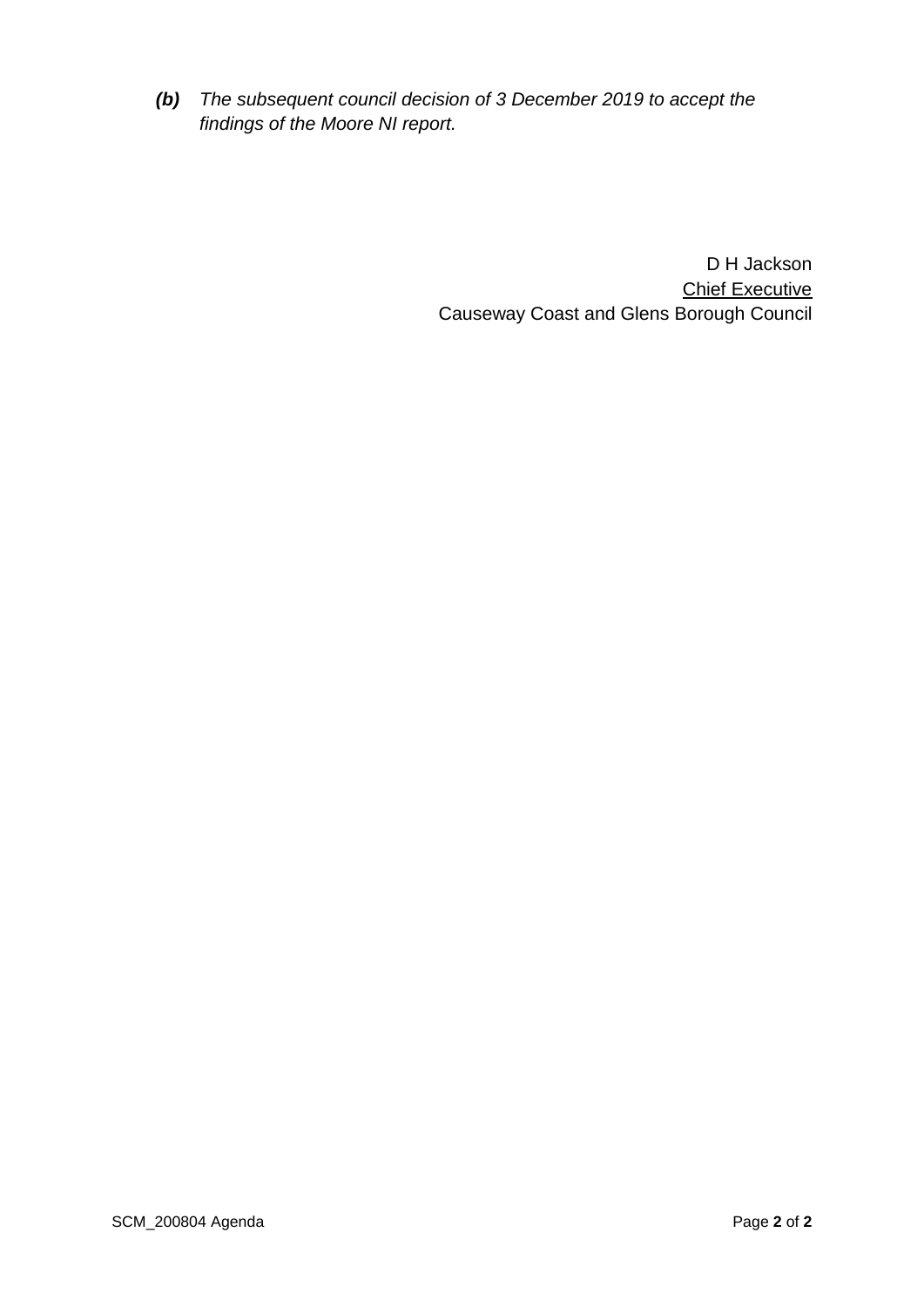***(b)*** *The subsequent council decision of 3 December 2019 to accept the findings of the Moore NI report.*

D H Jackson
Chief Executive
Causeway Coast and Glens Borough Council